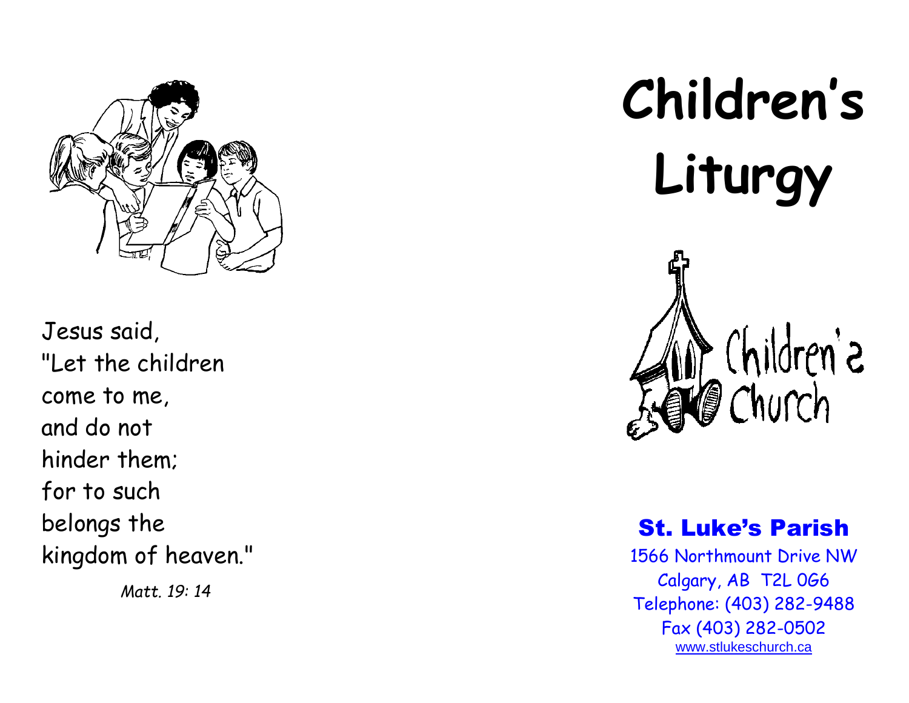Jesus said,
"Let the children
come to me,
and do not
hinder them;
for to such
belongs the
kingdom of heaven."

*Matt. 19: 14*

# Children's Liturgy

## St. Luke's Parish

1566 Northmount Drive NW
Calgary, AB T2L 0G6
Telephone: (403) 282-9488
Fax (403) 282-0502
www.stlukeschurch.ca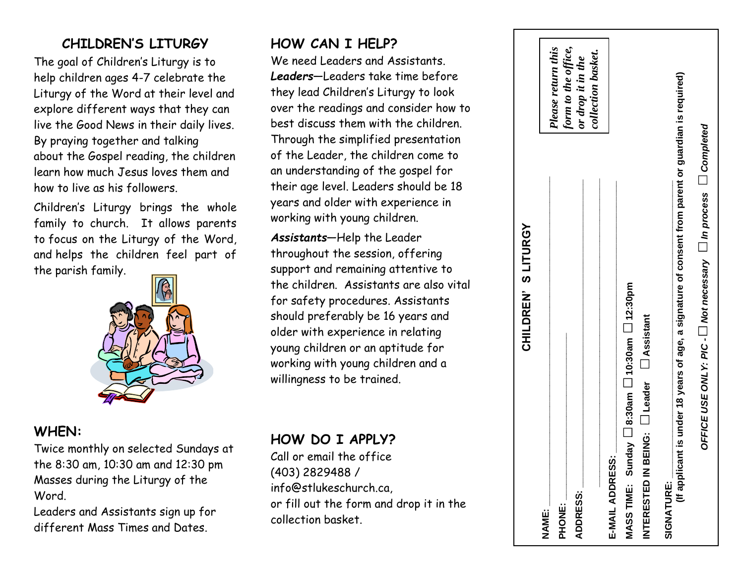## CHILDREN'S LITURGY

The goal of Children's Liturgy is to help children ages 4-7 celebrate the Liturgy of the Word at their level and explore different ways that they can live the Good News in their daily lives. By praying together and talking about the Gospel reading, the children learn how much Jesus loves them and how to live as his followers.

Children's Liturgy brings the whole family to church. It allows parents to focus on the Liturgy of the Word, and helps the children feel part of the parish family.

## WHEN:

Twice monthly on selected Sundays at the 8:30 am, 10:30 am and 12:30 pm Masses during the Liturgy of the Word.

Leaders and Assistants sign up for different Mass Times and Dates.

## HOW CAN I HELP?

We need Leaders and Assistants.

***Leaders***—Leaders take time before they lead Children's Liturgy to look over the readings and consider how to best discuss them with the children. Through the simplified presentation of the Leader, the children come to an understanding of the gospel for their age level. Leaders should be 18 years and older with experience in working with young children.

***Assistants***—Help the Leader throughout the session, offering support and remaining attentive to the children. Assistants are also vital for safety procedures. Assistants should preferably be 16 years and older with experience in relating young children or an aptitude for working with young children and a willingness to be trained.

## HOW DO I APPLY?

Call or email the office
(403) 2829488 /
info@stlukeschurch.ca,
or fill out the form and drop it in the collection basket.

---

### CHILDREN' S LITURGY

*Please return this form to the office, or drop it in the collection basket.*

**NAME:** ______________________

**PHONE:** ______________________

**ADDRESS:** ______________________

______________________

**E-MAIL ADDRESS:** ______________________

**MASS TIME: Sunday** ☐ **8:30am** ☐ **10:30am** ☐ **12:30pm**

**INTERESTED IN BEING:** ☐ **Leader** ☐ **Assistant**

**SIGNATURE:** ______________________

**(If applicant is under 18 years of age, a signature of consent from parent or guardian is required)**

***OFFICE USE ONLY: PIC -*** ☐ ***Not necessary*** ☐ ***In process*** ☐ ***Completed***